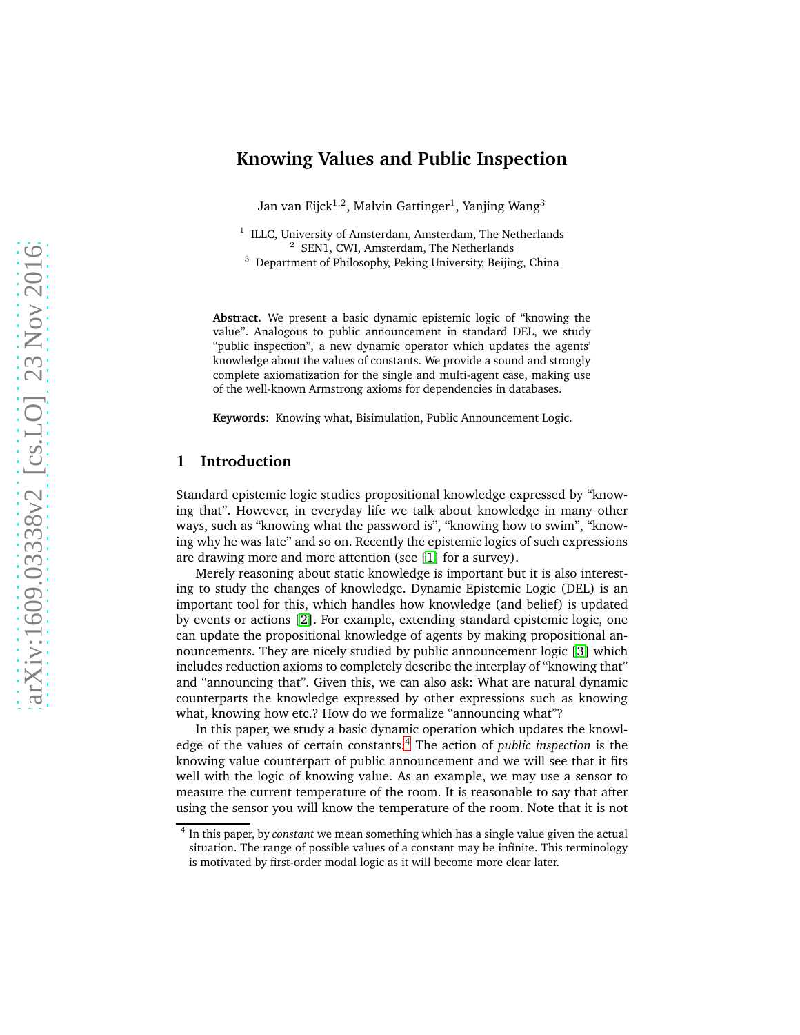# Knowing Values and Public Inspection

Jan van Eijck[1,2], Malvin Gattinger[1], Yanjing Wang[3]

[1] ILLC, University of Amsterdam, Amsterdam, The Netherlands
[2] SEN1, CWI, Amsterdam, The Netherlands
[3] Department of Philosophy, Peking University, Beijing, China

**Abstract.** We present a basic dynamic epistemic logic of "knowing the value". Analogous to public announcement in standard DEL, we study "public inspection", a new dynamic operator which updates the agents' knowledge about the values of constants. We provide a sound and strongly complete axiomatization for the single and multi-agent case, making use of the well-known Armstrong axioms for dependencies in databases.

**Keywords:** Knowing what, Bisimulation, Public Announcement Logic.

## 1 Introduction

Standard epistemic logic studies propositional knowledge expressed by "knowing that". However, in everyday life we talk about knowledge in many other ways, such as "knowing what the password is", "knowing how to swim", "knowing why he was late" and so on. Recently the epistemic logics of such expressions are drawing more and more attention (see [1] for a survey).

Merely reasoning about static knowledge is important but it is also interesting to study the changes of knowledge. Dynamic Epistemic Logic (DEL) is an important tool for this, which handles how knowledge (and belief) is updated by events or actions [2]. For example, extending standard epistemic logic, one can update the propositional knowledge of agents by making propositional announcements. They are nicely studied by public announcement logic [3] which includes reduction axioms to completely describe the interplay of "knowing that" and "announcing that". Given this, we can also ask: What are natural dynamic counterparts the knowledge expressed by other expressions such as knowing what, knowing how etc.? How do we formalize "announcing what"?

In this paper, we study a basic dynamic operation which updates the knowledge of the values of certain constants.[4] The action of *public inspection* is the knowing value counterpart of public announcement and we will see that it fits well with the logic of knowing value. As an example, we may use a sensor to measure the current temperature of the room. It is reasonable to say that after using the sensor you will know the temperature of the room. Note that it is not

[4] In this paper, by *constant* we mean something which has a single value given the actual situation. The range of possible values of a constant may be infinite. This terminology is motivated by first-order modal logic as it will become more clear later.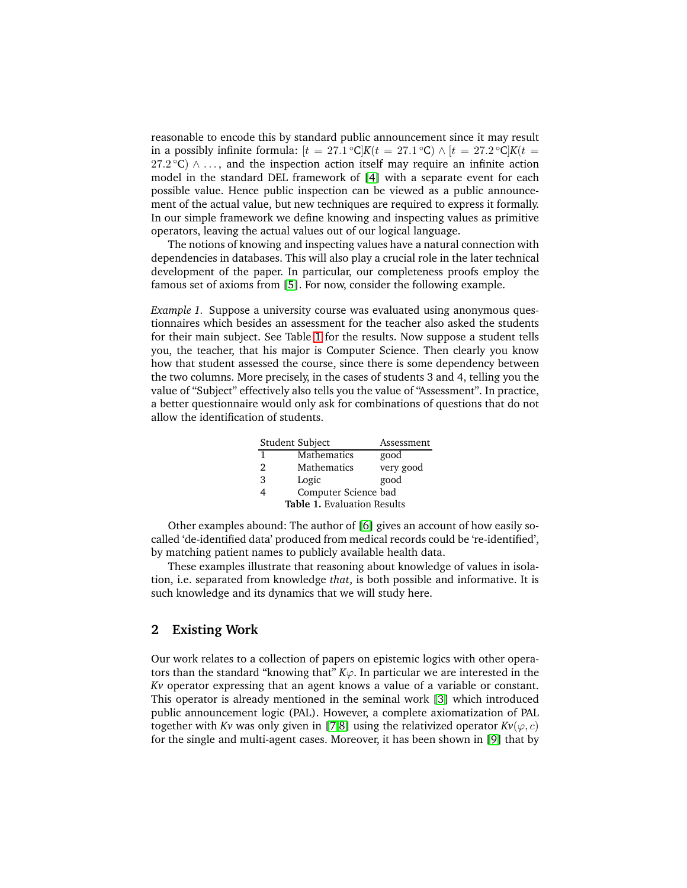reasonable to encode this by standard public announcement since it may result in a possibly infinite formula: $[t = 27.1\,°\text{C}]K(t = 27.1\,°\text{C}) \wedge [t = 27.2\,°\text{C}]K(t = 27.2\,°\text{C}) \wedge \dots$, and the inspection action itself may require an infinite action model in the standard DEL framework of [4] with a separate event for each possible value. Hence public inspection can be viewed as a public announcement of the actual value, but new techniques are required to express it formally. In our simple framework we define knowing and inspecting values as primitive operators, leaving the actual values out of our logical language.

The notions of knowing and inspecting values have a natural connection with dependencies in databases. This will also play a crucial role in the later technical development of the paper. In particular, our completeness proofs employ the famous set of axioms from [5]. For now, consider the following example.

*Example 1.* Suppose a university course was evaluated using anonymous questionnaires which besides an assessment for the teacher also asked the students for their main subject. See Table 1 for the results. Now suppose a student tells you, the teacher, that his major is Computer Science. Then clearly you know how that student assessed the course, since there is some dependency between the two columns. More precisely, in the cases of students 3 and 4, telling you the value of "Subject" effectively also tells you the value of "Assessment". In practice, a better questionnaire would only ask for combinations of questions that do not allow the identification of students.

| Student | Subject | Assessment |
|---|---|---|
| 1 | Mathematics | good |
| 2 | Mathematics | very good |
| 3 | Logic | good |
| 4 | Computer Science | bad |

**Table 1.** Evaluation Results

Other examples abound: The author of [6] gives an account of how easily so-called 'de-identified data' produced from medical records could be 're-identified', by matching patient names to publicly available health data.

These examples illustrate that reasoning about knowledge of values in isolation, i.e. separated from knowledge *that*, is both possible and informative. It is such knowledge and its dynamics that we will study here.

## 2 Existing Work

Our work relates to a collection of papers on epistemic logics with other operators than the standard "knowing that" $K\varphi$. In particular we are interested in the *Kv* operator expressing that an agent knows a value of a variable or constant. This operator is already mentioned in the seminal work [3] which introduced public announcement logic (PAL). However, a complete axiomatization of PAL together with *Kv* was only given in [7,8] using the relativized operator $Kv(\varphi, c)$ for the single and multi-agent cases. Moreover, it has been shown in [9] that by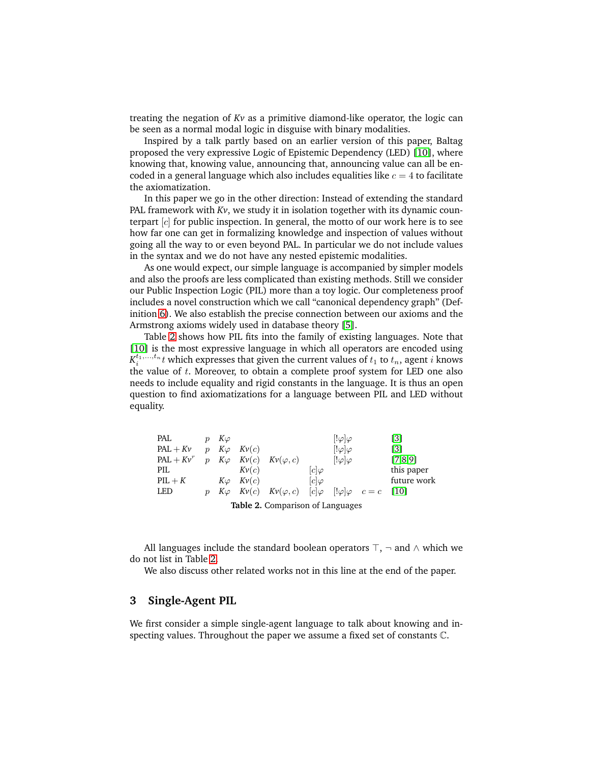treating the negation of *Kv* as a primitive diamond-like operator, the logic can be seen as a normal modal logic in disguise with binary modalities.

Inspired by a talk partly based on an earlier version of this paper, Baltag proposed the very expressive Logic of Epistemic Dependency (LED) [10], where knowing that, knowing value, announcing that, announcing value can all be encoded in a general language which also includes equalities like $c = 4$ to facilitate the axiomatization.

In this paper we go in the other direction: Instead of extending the standard PAL framework with *Kv*, we study it in isolation together with its dynamic counterpart $[c]$ for public inspection. In general, the motto of our work here is to see how far one can get in formalizing knowledge and inspection of values without going all the way to or even beyond PAL. In particular we do not include values in the syntax and we do not have any nested epistemic modalities.

As one would expect, our simple language is accompanied by simpler models and also the proofs are less complicated than existing methods. Still we consider our Public Inspection Logic (PIL) more than a toy logic. Our completeness proof includes a novel construction which we call "canonical dependency graph" (Definition 6). We also establish the precise connection between our axioms and the Armstrong axioms widely used in database theory [5].

Table 2 shows how PIL fits into the family of existing languages. Note that [10] is the most expressive language in which all operators are encoded using $K_i^{t_1,\dots,t_n} t$ which expresses that given the current values of $t_1$ to $t_n$, agent $i$ knows the value of $t$. Moreover, to obtain a complete proof system for LED one also needs to include equality and rigid constants in the language. It is thus an open question to find axiomatizations for a language between PIL and LED without equality.

| | | | | | | | | |
|---|---|---|---|---|---|---|---|---|
| PAL | $p$ | $K\varphi$ | | | | $[!\varphi]\varphi$ | | [3] |
| PAL + *Kv* | $p$ | $K\varphi$ | $Kv(c)$ | | | $[!\varphi]\varphi$ | | [3] |
| PAL + $Kv^r$ | $p$ | $K\varphi$ | $Kv(c)$ | $Kv(\varphi, c)$ | | $[!\varphi]\varphi$ | | [7,8,9] |
| PIL | | | $Kv(c)$ | | $[c]\varphi$ | | | this paper |
| PIL + $K$ | | $K\varphi$ | $Kv(c)$ | | $[c]\varphi$ | | | future work |
| LED | $p$ | $K\varphi$ | $Kv(c)$ | $Kv(\varphi, c)$ | $[c]\varphi$ | $[!\varphi]\varphi$ | $c = c$ | [10] |

**Table 2.** Comparison of Languages

All languages include the standard boolean operators $\top$, $\neg$ and $\wedge$ which we do not list in Table 2.

We also discuss other related works not in this line at the end of the paper.

## 3 Single-Agent PIL

We first consider a simple single-agent language to talk about knowing and inspecting values. Throughout the paper we assume a fixed set of constants $\mathbb{C}$.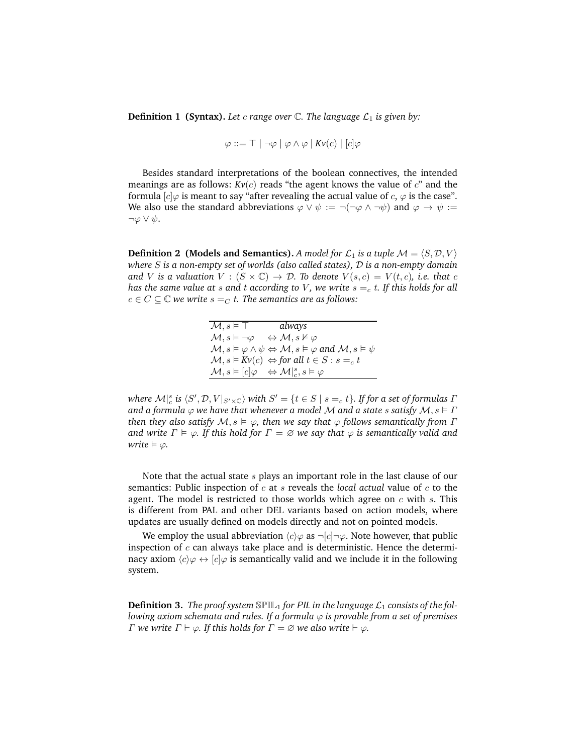**Definition 1 (Syntax).** *Let $c$ range over $\mathbb{C}$. The language $\mathcal{L}_1$ is given by:*

$$\varphi ::= \top \mid \neg\varphi \mid \varphi \wedge \varphi \mid Kv(c) \mid [c]\varphi$$

Besides standard interpretations of the boolean connectives, the intended meanings are as follows: $Kv(c)$ reads "the agent knows the value of $c$" and the formula $[c]\varphi$ is meant to say "after revealing the actual value of $c$, $\varphi$ is the case". We also use the standard abbreviations $\varphi \vee \psi := \neg(\neg\varphi \wedge \neg\psi)$ and $\varphi \rightarrow \psi := \neg\varphi \vee \psi$.

**Definition 2 (Models and Semantics).** *A model for $\mathcal{L}_1$ is a tuple $\mathcal{M} = \langle S, \mathcal{D}, V\rangle$ where $S$ is a non-empty set of worlds (also called states), $\mathcal{D}$ is a non-empty domain and $V$ is a valuation $V : (S \times \mathbb{C}) \rightarrow \mathcal{D}$. To denote $V(s, c) = V(t, c)$, i.e. that $c$ has the same value at $s$ and $t$ according to $V$, we write $s =_c t$. If this holds for all $c \in C \subseteq \mathbb{C}$ we write $s =_C t$. The semantics are as follows:*

| | |
|---|---|
| $\mathcal{M}, s \vDash \top$ | *always* |
| $\mathcal{M}, s \vDash \neg\varphi$ | $\Leftrightarrow \mathcal{M}, s \nvDash \varphi$ |
| $\mathcal{M}, s \vDash \varphi \wedge \psi$ | $\Leftrightarrow \mathcal{M}, s \vDash \varphi$ *and* $\mathcal{M}, s \vDash \psi$ |
| $\mathcal{M}, s \vDash Kv(c)$ | $\Leftrightarrow$ *for all* $t \in S : s =_c t$ |
| $\mathcal{M}, s \vDash [c]\varphi$ | $\Leftrightarrow \mathcal{M}\vert_c^s, s \vDash \varphi$ |

*where $\mathcal{M}|_c^s$ is $\langle S', \mathcal{D}, V|_{S' \times \mathbb{C}}\rangle$ with $S' = \{t \in S \mid s =_c t\}$. If for a set of formulas $\Gamma$ and a formula $\varphi$ we have that whenever a model $\mathcal{M}$ and a state $s$ satisfy $\mathcal{M}, s \vDash \Gamma$ then they also satisfy $\mathcal{M}, s \vDash \varphi$, then we say that $\varphi$ follows semantically from $\Gamma$ and write $\Gamma \vDash \varphi$. If this hold for $\Gamma = \varnothing$ we say that $\varphi$ is semantically valid and write $\vDash \varphi$.*

Note that the actual state $s$ plays an important role in the last clause of our semantics: Public inspection of $c$ at $s$ reveals the *local actual* value of $c$ to the agent. The model is restricted to those worlds which agree on $c$ with $s$. This is different from PAL and other DEL variants based on action models, where updates are usually defined on models directly and not on pointed models.

We employ the usual abbreviation $\langle c\rangle\varphi$ as $\neg[c]\neg\varphi$. Note however, that public inspection of $c$ can always take place and is deterministic. Hence the determinacy axiom $\langle c\rangle\varphi \leftrightarrow [c]\varphi$ is semantically valid and we include it in the following system.

**Definition 3.** *The proof system $\mathbb{SPIL}_1$ for PIL in the language $\mathcal{L}_1$ consists of the following axiom schemata and rules. If a formula $\varphi$ is provable from a set of premises $\Gamma$ we write $\Gamma \vdash \varphi$. If this holds for $\Gamma = \varnothing$ we also write $\vdash \varphi$.*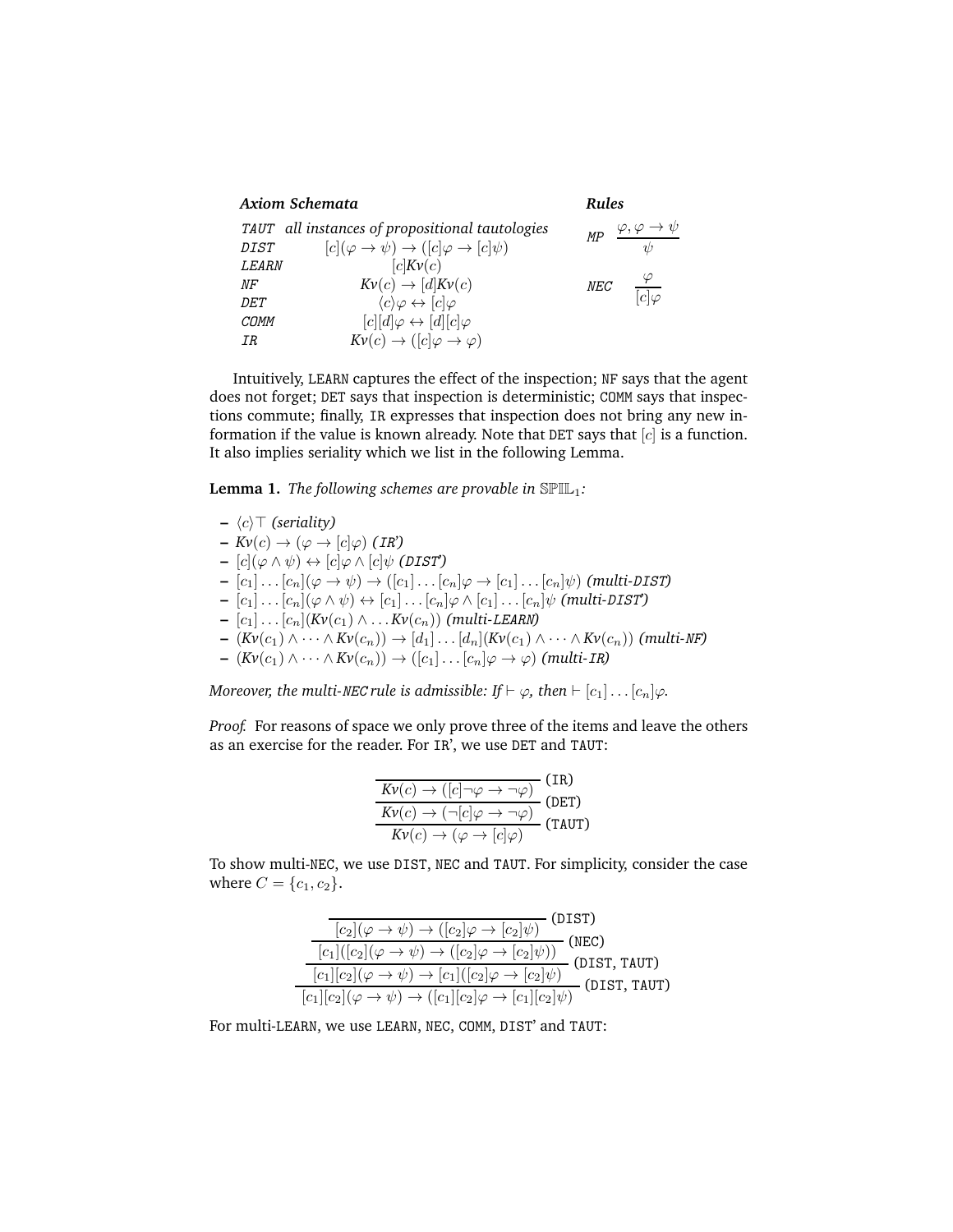| ***Axiom Schemata*** | | ***Rules*** | |
|---|---|---|---|
| TAUT | *all instances of propositional tautologies* | MP | $\dfrac{\varphi, \varphi \to \psi}{\psi}$ |
| DIST | $[c](\varphi \to \psi) \to ([c]\varphi \to [c]\psi)$ | | |
| LEARN | $[c]Kv(c)$ | | |
| NF | $Kv(c) \to [d]Kv(c)$ | NEC | $\dfrac{\varphi}{[c]\varphi}$ |
| DET | $\langle c \rangle \varphi \leftrightarrow [c]\varphi$ | | |
| COMM | $[c][d]\varphi \leftrightarrow [d][c]\varphi$ | | |
| IR | $Kv(c) \to ([c]\varphi \to \varphi)$ | | |

Intuitively, LEARN captures the effect of the inspection; NF says that the agent does not forget; DET says that inspection is deterministic; COMM says that inspections commute; finally, IR expresses that inspection does not bring any new information if the value is known already. Note that DET says that $[c]$ is a function. It also implies seriality which we list in the following Lemma.

**Lemma 1.** *The following schemes are provable in $\mathbb{SPIL}_1$:*

- $\langle c \rangle \top$ *(seriality)*
- $Kv(c) \to (\varphi \to [c]\varphi)$ *(IR')*
- $[c](\varphi \wedge \psi) \leftrightarrow [c]\varphi \wedge [c]\psi$ *(DIST')*
- $[c_1] \dots [c_n](\varphi \to \psi) \to ([c_1] \dots [c_n]\varphi \to [c_1] \dots [c_n]\psi)$ *(multi-DIST)*
- $[c_1] \dots [c_n](\varphi \wedge \psi) \leftrightarrow [c_1] \dots [c_n]\varphi \wedge [c_1] \dots [c_n]\psi$ *(multi-DIST')*
- $[c_1] \dots [c_n](Kv(c_1) \wedge \dots Kv(c_n))$ *(multi-LEARN)*
- $(Kv(c_1) \wedge \dots \wedge Kv(c_n)) \to [d_1] \dots [d_n](Kv(c_1) \wedge \dots \wedge Kv(c_n))$ *(multi-NF)*
- $(Kv(c_1) \wedge \dots \wedge Kv(c_n)) \to ([c_1] \dots [c_n]\varphi \to \varphi)$ *(multi-IR)*

*Moreover, the multi-NEC rule is admissible: If $\vdash \varphi$, then $\vdash [c_1] \dots [c_n]\varphi$.*

*Proof.* For reasons of space we only prove three of the items and leave the others as an exercise for the reader. For IR', we use DET and TAUT:

$$\dfrac{\dfrac{\dfrac{}{Kv(c) \to ([c]\neg\varphi \to \neg\varphi)}\,(\mathtt{IR})}{Kv(c) \to (\neg[c]\varphi \to \neg\varphi)}\,(\mathtt{DET})}{Kv(c) \to (\varphi \to [c]\varphi)}\,(\mathtt{TAUT})$$

To show multi-NEC, we use DIST, NEC and TAUT. For simplicity, consider the case where $C = \{c_1, c_2\}$.

$$\dfrac{\dfrac{\dfrac{\dfrac{}{[c_2](\varphi \to \psi) \to ([c_2]\varphi \to [c_2]\psi)}\,(\mathtt{DIST})}{[c_1]([c_2](\varphi \to \psi) \to ([c_2]\varphi \to [c_2]\psi))}\,(\mathtt{NEC})}{[c_1][c_2](\varphi \to \psi) \to [c_1]([c_2]\varphi \to [c_2]\psi)}\,(\mathtt{DIST, TAUT})}{[c_1][c_2](\varphi \to \psi) \to ([c_1][c_2]\varphi \to [c_1][c_2]\psi)}\,(\mathtt{DIST, TAUT})$$

For multi-LEARN, we use LEARN, NEC, COMM, DIST' and TAUT: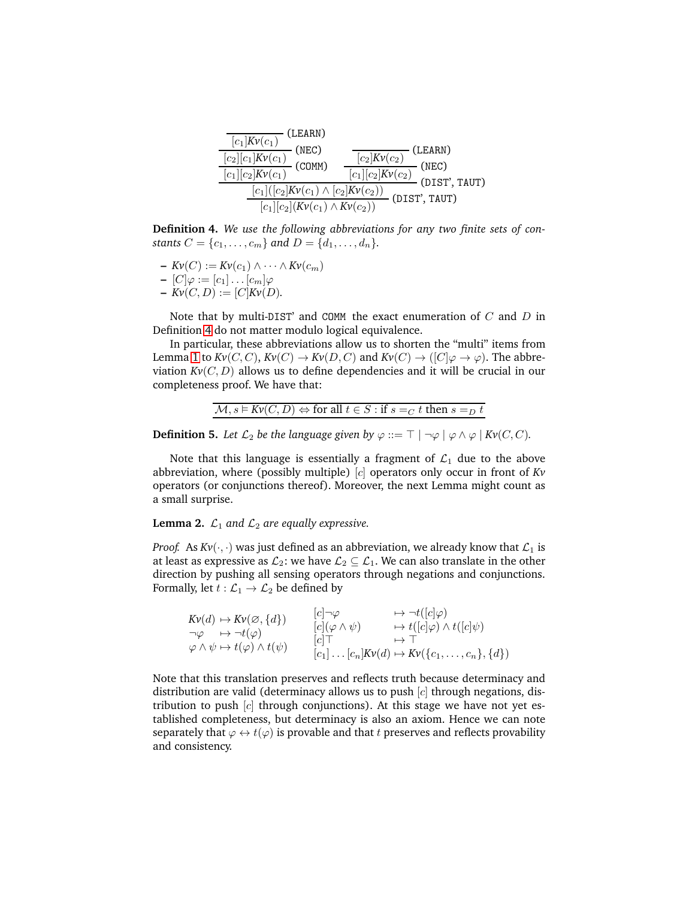$$
\dfrac{\dfrac{\dfrac{\overline{[c_1]Kv(c_1)}\;(\texttt{LEARN})}{[c_2][c_1]Kv(c_1)}\;(\texttt{NEC})}{[c_1][c_2]Kv(c_1)}\;(\texttt{COMM}) \qquad \dfrac{\overline{[c_2]Kv(c_2)}\;(\texttt{LEARN})}{[c_1][c_2]Kv(c_2)}\;(\texttt{NEC})}{\dfrac{[c_1]([c_2]Kv(c_1) \wedge [c_2]Kv(c_2))}{[c_1][c_2](Kv(c_1) \wedge Kv(c_2))}\;(\texttt{DIST', TAUT})}\;(\texttt{DIST', TAUT})
$$

**Definition 4.** *We use the following abbreviations for any two finite sets of constants $C = \{c_1, \dots, c_m\}$ and $D = \{d_1, \dots, d_n\}$.*

- $Kv(C) := Kv(c_1) \wedge \cdots \wedge Kv(c_m)$
- $[C]\varphi := [c_1] \dots [c_m]\varphi$
- $Kv(C, D) := [C]Kv(D)$.

Note that by multi-DIST' and COMM the exact enumeration of $C$ and $D$ in Definition 4 do not matter modulo logical equivalence.

In particular, these abbreviations allow us to shorten the "multi" items from Lemma 1 to $Kv(C, C)$, $Kv(C) \to Kv(D, C)$ and $Kv(C) \to ([C]\varphi \to \varphi)$. The abbreviation $Kv(C, D)$ allows us to define dependencies and it will be crucial in our completeness proof. We have that:

$$\mathcal{M}, s \vDash Kv(C, D) \Leftrightarrow \text{for all } t \in S : \text{if } s =_C t \text{ then } s =_D t$$

**Definition 5.** *Let $\mathcal{L}_2$ be the language given by $\varphi ::= \top \mid \neg\varphi \mid \varphi \wedge \varphi \mid Kv(C, C)$.*

Note that this language is essentially a fragment of $\mathcal{L}_1$ due to the above abbreviation, where (possibly multiple) $[c]$ operators only occur in front of *Kv* operators (or conjunctions thereof). Moreover, the next Lemma might count as a small surprise.

**Lemma 2.** *$\mathcal{L}_1$ and $\mathcal{L}_2$ are equally expressive.*

*Proof.* As $Kv(\cdot, \cdot)$ was just defined as an abbreviation, we already know that $\mathcal{L}_1$ is at least as expressive as $\mathcal{L}_2$: we have $\mathcal{L}_2 \subseteq \mathcal{L}_1$. We can also translate in the other direction by pushing all sensing operators through negations and conjunctions. Formally, let $t : \mathcal{L}_1 \to \mathcal{L}_2$ be defined by

$$
\begin{array}{ll}
Kv(d) \mapsto Kv(\varnothing, \{d\}) & [c]\neg\varphi \mapsto \neg t([c]\varphi) \\
\neg\varphi \mapsto \neg t(\varphi) & [c](\varphi \wedge \psi) \mapsto t([c]\varphi) \wedge t([c]\psi) \\
\varphi \wedge \psi \mapsto t(\varphi) \wedge t(\psi) & [c]\top \mapsto \top \\
 & [c_1] \dots [c_n]Kv(d) \mapsto Kv(\{c_1, \dots, c_n\}, \{d\})
\end{array}
$$

Note that this translation preserves and reflects truth because determinacy and distribution are valid (determinacy allows us to push $[c]$ through negations, distribution to push $[c]$ through conjunctions). At this stage we have not yet established completeness, but determinacy is also an axiom. Hence we can note separately that $\varphi \leftrightarrow t(\varphi)$ is provable and that $t$ preserves and reflects provability and consistency.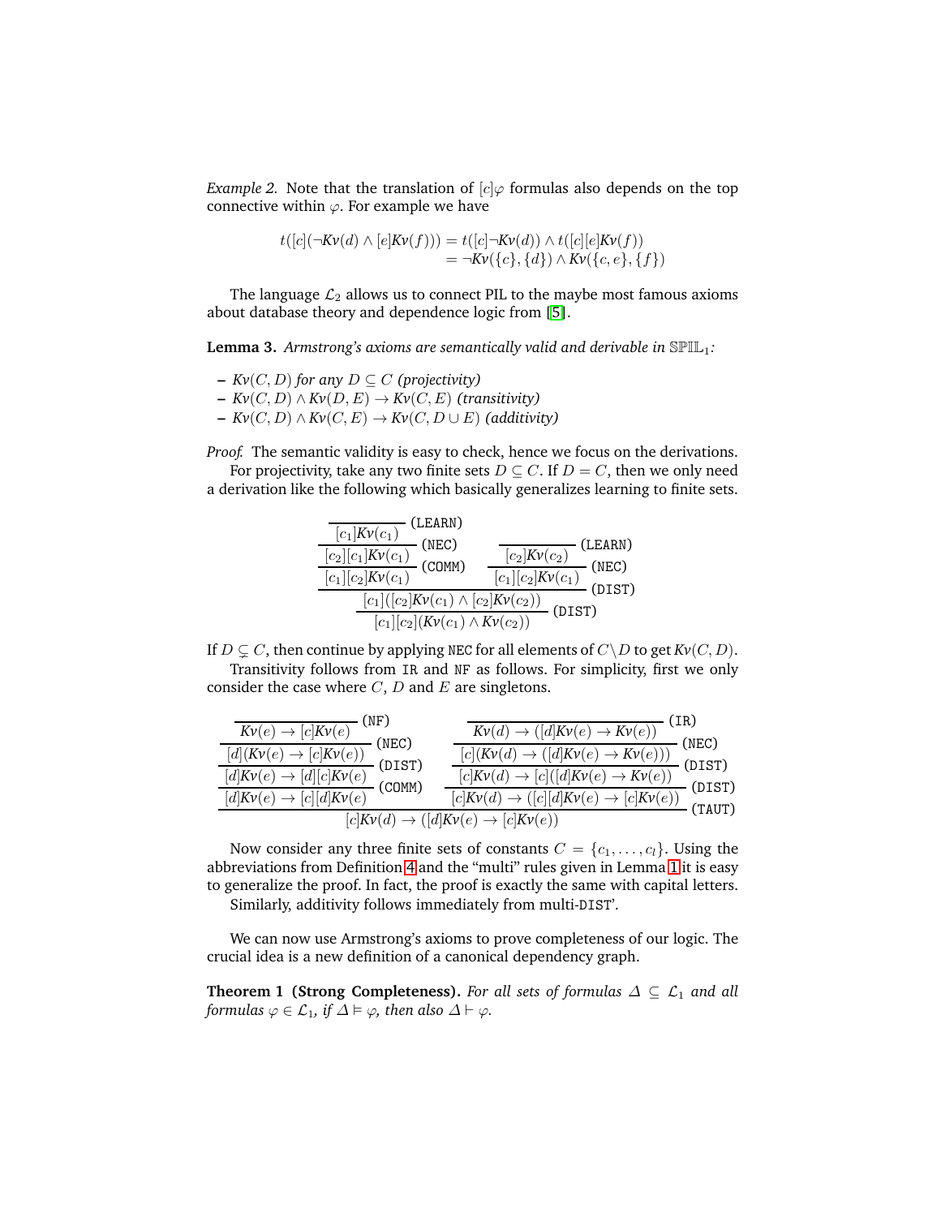*Example 2.* Note that the translation of $[c]\varphi$ formulas also depends on the top connective within $\varphi$. For example we have

$$
\begin{aligned}
t([c](\neg Kv(d) \wedge [e]Kv(f))) &= t([c]\neg Kv(d)) \wedge t([c][e]Kv(f)) \\
&= \neg Kv(\{c\},\{d\}) \wedge Kv(\{c,e\},\{f\})
\end{aligned}
$$

The language $\mathcal{L}_2$ allows us to connect PIL to the maybe most famous axioms about database theory and dependence logic from [5].

**Lemma 3.** *Armstrong's axioms are semantically valid and derivable in $\mathbb{SPIL}_1$:*

- $Kv(C, D)$ *for any* $D \subseteq C$ *(projectivity)*
- $Kv(C, D) \wedge Kv(D, E) \to Kv(C, E)$ *(transitivity)*
- $Kv(C, D) \wedge Kv(C, E) \to Kv(C, D \cup E)$ *(additivity)*

*Proof.* The semantic validity is easy to check, hence we focus on the derivations.

For projectivity, take any two finite sets $D \subseteq C$. If $D = C$, then we only need a derivation like the following which basically generalizes learning to finite sets.

$$
\dfrac{\dfrac{\dfrac{\dfrac{}{[c_1]Kv(c_1)}\,(\texttt{LEARN})}{[c_2][c_1]Kv(c_1)}\,(\texttt{NEC})}{[c_1][c_2]Kv(c_1)}\,(\texttt{COMM}) \qquad \dfrac{\dfrac{}{[c_2]Kv(c_2)}\,(\texttt{LEARN})}{[c_1][c_2]Kv(c_1)}\,(\texttt{NEC})}{\dfrac{[c_1]([c_2]Kv(c_1) \wedge [c_2]Kv(c_2))}{[c_1][c_2](Kv(c_1) \wedge Kv(c_2))}\,(\texttt{DIST})}\,(\texttt{DIST})
$$

If $D \subsetneq C$, then continue by applying NEC for all elements of $C \setminus D$ to get $Kv(C, D)$.

Transitivity follows from IR and NF as follows. For simplicity, first we only consider the case where $C$, $D$ and $E$ are singletons.

$$
\dfrac{\dfrac{\dfrac{\dfrac{\dfrac{}{Kv(e) \to [c]Kv(e)}\,(\texttt{NF})}{[d](Kv(e) \to [c]Kv(e))}\,(\texttt{NEC})}{[d]Kv(e) \to [d][c]Kv(e)}\,(\texttt{DIST})}{[d]Kv(e) \to [c][d]Kv(e)}\,(\texttt{COMM}) \qquad \dfrac{\dfrac{\dfrac{\dfrac{}{Kv(d) \to ([d]Kv(e) \to Kv(e))}\,(\texttt{IR})}{[c](Kv(d) \to ([d]Kv(e) \to Kv(e)))}\,(\texttt{NEC})}{[c]Kv(d) \to [c]([d]Kv(e) \to Kv(e))}\,(\texttt{DIST})}{[c]Kv(d) \to ([c][d]Kv(e) \to [c]Kv(e))}\,(\texttt{DIST})}{[c]Kv(d) \to ([d]Kv(e) \to [c]Kv(e))}\,(\texttt{TAUT})
$$

Now consider any three finite sets of constants $C = \{c_1, \ldots, c_l\}$. Using the abbreviations from Definition 4 and the "multi" rules given in Lemma 1 it is easy to generalize the proof. In fact, the proof is exactly the same with capital letters.

Similarly, additivity follows immediately from multi-DIST'.

We can now use Armstrong's axioms to prove completeness of our logic. The crucial idea is a new definition of a canonical dependency graph.

**Theorem 1 (Strong Completeness).** *For all sets of formulas $\Delta \subseteq \mathcal{L}_1$ and all formulas $\varphi \in \mathcal{L}_1$, if $\Delta \vDash \varphi$, then also $\Delta \vdash \varphi$.*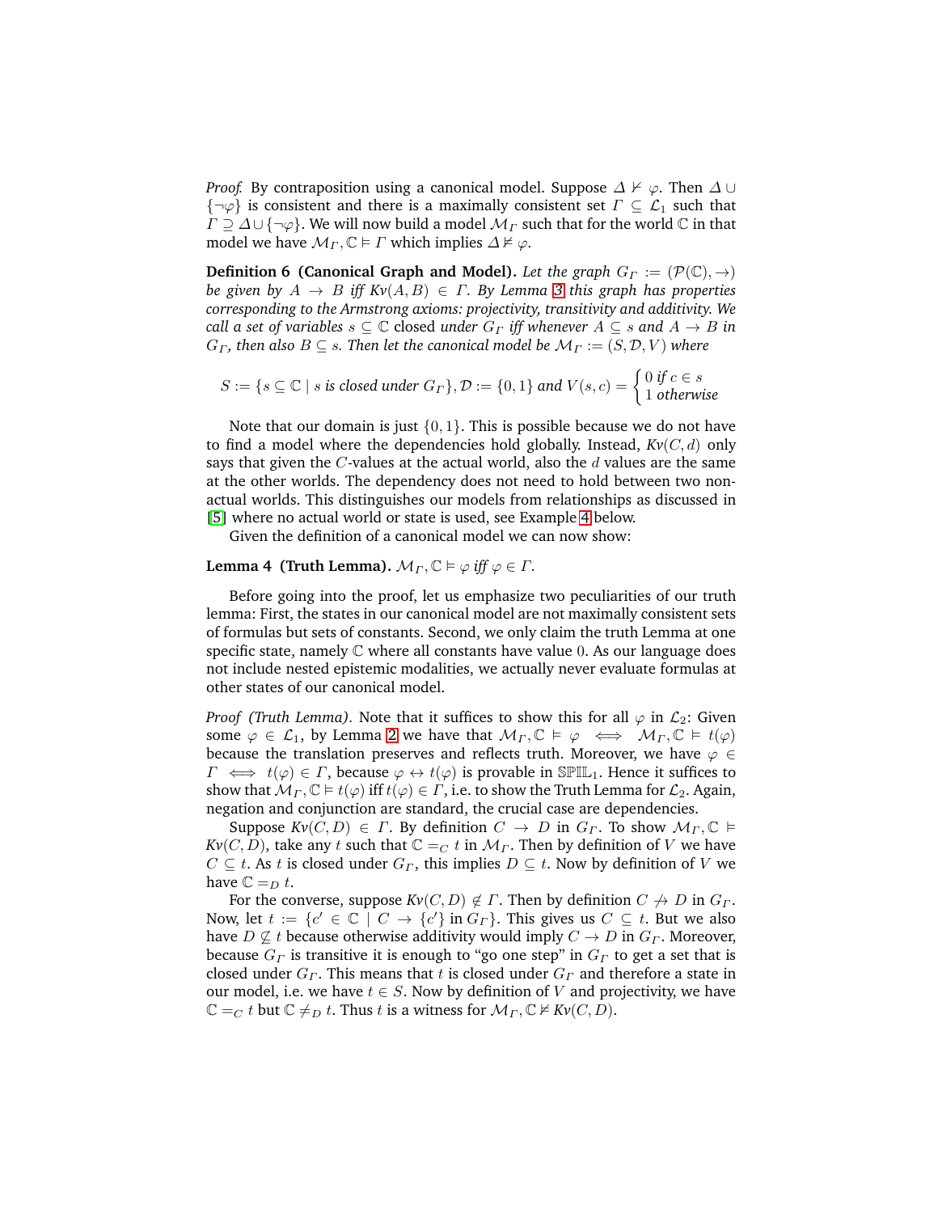*Proof.* By contraposition using a canonical model. Suppose $\Delta \nvdash \varphi$. Then $\Delta \cup \{\neg\varphi\}$ is consistent and there is a maximally consistent set $\Gamma \subseteq \mathcal{L}_1$ such that $\Gamma \supseteq \Delta \cup \{\neg\varphi\}$. We will now build a model $\mathcal{M}_\Gamma$ such that for the world $\mathbb{C}$ in that model we have $\mathcal{M}_\Gamma, \mathbb{C} \vDash \Gamma$ which implies $\Delta \nvDash \varphi$.

**Definition 6 (Canonical Graph and Model).** *Let the graph $G_\Gamma := (\mathcal{P}(\mathbb{C}), \to)$ be given by $A \to B$ iff $Kv(A, B) \in \Gamma$. By Lemma 3 this graph has properties corresponding to the Armstrong axioms: projectivity, transitivity and additivity. We call a set of variables $s \subseteq \mathbb{C}$ closed under $G_\Gamma$ iff whenever $A \subseteq s$ and $A \to B$ in $G_\Gamma$, then also $B \subseteq s$. Then let the canonical model be $\mathcal{M}_\Gamma := (S, \mathcal{D}, V)$ where*

$$S := \{s \subseteq \mathbb{C} \mid s \text{ is closed under } G_\Gamma\}, \mathcal{D} := \{0,1\} \text{ and } V(s,c) = \begin{cases} 0 \text{ if } c \in s \\ 1 \text{ otherwise} \end{cases}$$

Note that our domain is just $\{0, 1\}$. This is possible because we do not have to find a model where the dependencies hold globally. Instead, $Kv(C, d)$ only says that given the $C$-values at the actual world, also the $d$ values are the same at the other worlds. The dependency does not need to hold between two non-actual worlds. This distinguishes our models from relationships as discussed in [5] where no actual world or state is used, see Example 4 below.

Given the definition of a canonical model we can now show:

**Lemma 4 (Truth Lemma).** *$\mathcal{M}_\Gamma, \mathbb{C} \vDash \varphi$ iff $\varphi \in \Gamma$.*

Before going into the proof, let us emphasize two peculiarities of our truth lemma: First, the states in our canonical model are not maximally consistent sets of formulas but sets of constants. Second, we only claim the truth Lemma at one specific state, namely $\mathbb{C}$ where all constants have value 0. As our language does not include nested epistemic modalities, we actually never evaluate formulas at other states of our canonical model.

*Proof (Truth Lemma).* Note that it suffices to show this for all $\varphi$ in $\mathcal{L}_2$: Given some $\varphi \in \mathcal{L}_1$, by Lemma 2 we have that $\mathcal{M}_\Gamma, \mathbb{C} \vDash \varphi \iff \mathcal{M}_\Gamma, \mathbb{C} \vDash t(\varphi)$ because the translation preserves and reflects truth. Moreover, we have $\varphi \in \Gamma \iff t(\varphi) \in \Gamma$, because $\varphi \leftrightarrow t(\varphi)$ is provable in $\mathbb{SPIL}_1$. Hence it suffices to show that $\mathcal{M}_\Gamma, \mathbb{C} \vDash t(\varphi)$ iff $t(\varphi) \in \Gamma$, i.e. to show the Truth Lemma for $\mathcal{L}_2$. Again, negation and conjunction are standard, the crucial case are dependencies.

Suppose $Kv(C, D) \in \Gamma$. By definition $C \to D$ in $G_\Gamma$. To show $\mathcal{M}_\Gamma, \mathbb{C} \vDash Kv(C, D)$, take any $t$ such that $\mathbb{C} =_C t$ in $\mathcal{M}_\Gamma$. Then by definition of $V$ we have $C \subseteq t$. As $t$ is closed under $G_\Gamma$, this implies $D \subseteq t$. Now by definition of $V$ we have $\mathbb{C} =_D t$.

For the converse, suppose $Kv(C, D) \notin \Gamma$. Then by definition $C \not\to D$ in $G_\Gamma$. Now, let $t := \{c' \in \mathbb{C} \mid C \to \{c'\} \text{ in } G_\Gamma\}$. This gives us $C \subseteq t$. But we also have $D \not\subseteq t$ because otherwise additivity would imply $C \to D$ in $G_\Gamma$. Moreover, because $G_\Gamma$ is transitive it is enough to "go one step" in $G_\Gamma$ to get a set that is closed under $G_\Gamma$. This means that $t$ is closed under $G_\Gamma$ and therefore a state in our model, i.e. we have $t \in S$. Now by definition of $V$ and projectivity, we have $\mathbb{C} =_C t$ but $\mathbb{C} \neq_D t$. Thus $t$ is a witness for $\mathcal{M}_\Gamma, \mathbb{C} \nvDash Kv(C, D)$.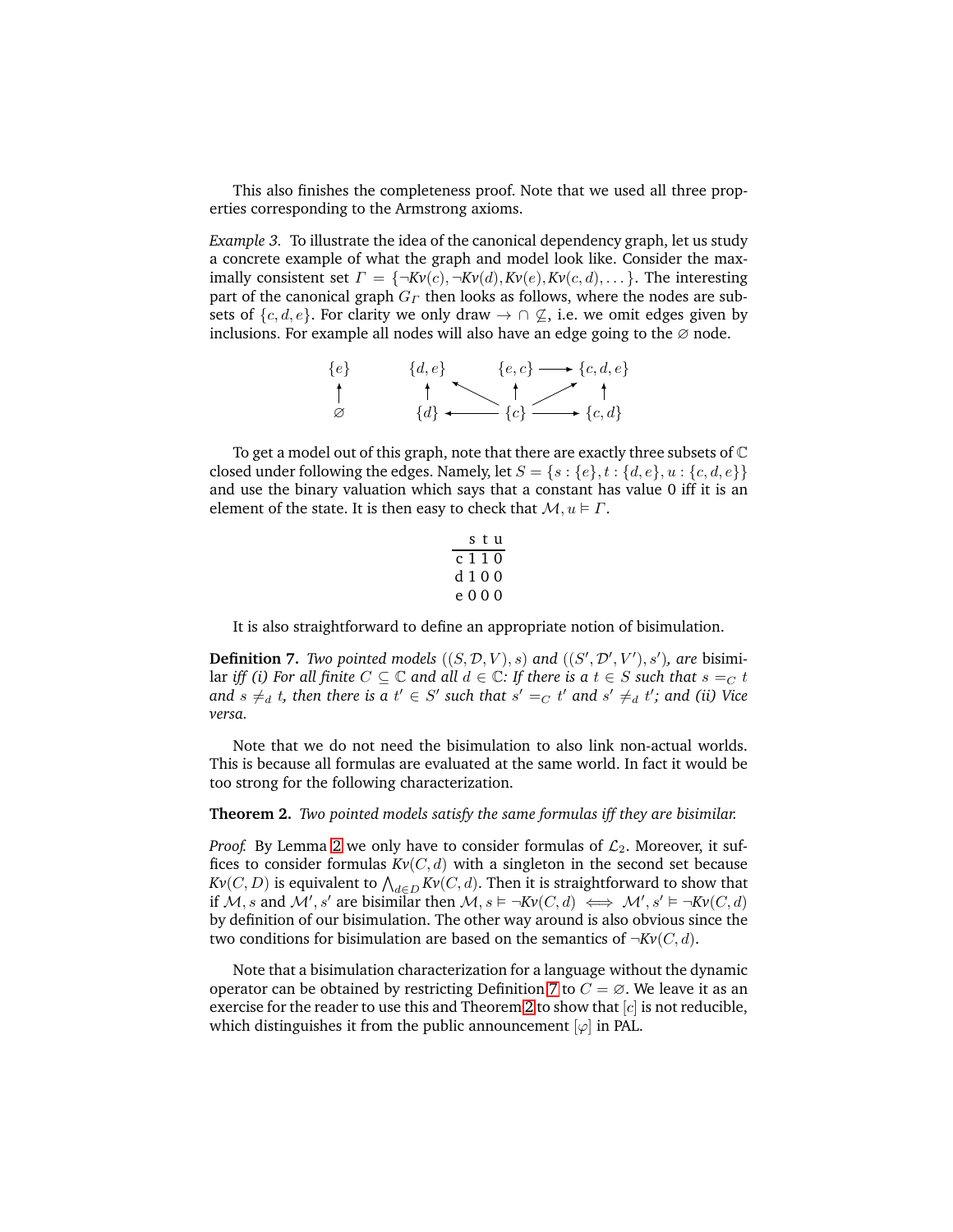This also finishes the completeness proof. Note that we used all three properties corresponding to the Armstrong axioms.

*Example 3.* To illustrate the idea of the canonical dependency graph, let us study a concrete example of what the graph and model look like. Consider the maximally consistent set $\Gamma = \{\neg Kv(c), \neg Kv(d), Kv(e), Kv(c,d), \dots\}$. The interesting part of the canonical graph $G_\Gamma$ then looks as follows, where the nodes are subsets of $\{c,d,e\}$. For clarity we only draw $\rightarrow \cap \not\subseteq$, i.e. we omit edges given by inclusions. For example all nodes will also have an edge going to the $\varnothing$ node.

$$
\begin{array}{ccccccc}
\{e\} & & \{d,e\} & \nwarrow & \{e,c\} & \longrightarrow & \{c,d,e\} \\
\uparrow & & \uparrow & & \uparrow & \nearrow & \uparrow \\
\varnothing & & \{d\} & \longleftarrow & \{c\} & \longrightarrow & \{c,d\}
\end{array}
$$

To get a model out of this graph, note that there are exactly three subsets of $\mathbb{C}$ closed under following the edges. Namely, let $S = \{s : \{e\}, t : \{d,e\}, u : \{c,d,e\}\}$ and use the binary valuation which says that a constant has value 0 iff it is an element of the state. It is then easy to check that $\mathcal{M}, u \vDash \Gamma$.

| | s | t | u |
|---|---|---|---|
| c | 1 | 1 | 0 |
| d | 1 | 0 | 0 |
| e | 0 | 0 | 0 |

It is also straightforward to define an appropriate notion of bisimulation.

**Definition 7.** *Two pointed models $((S,\mathcal{D},V),s)$ and $((S',\mathcal{D}',V'),s')$, are* bisimilar *iff (i) For all finite $C \subseteq \mathbb{C}$ and all $d \in \mathbb{C}$: If there is a $t \in S$ such that $s =_C t$ and $s \neq_d t$, then there is a $t' \in S'$ such that $s' =_C t'$ and $s' \neq_d t'$; and (ii) Vice versa.*

Note that we do not need the bisimulation to also link non-actual worlds. This is because all formulas are evaluated at the same world. In fact it would be too strong for the following characterization.

**Theorem 2.** *Two pointed models satisfy the same formulas iff they are bisimilar.*

*Proof.* By Lemma 2 we only have to consider formulas of $\mathcal{L}_2$. Moreover, it suffices to consider formulas $Kv(C,d)$ with a singleton in the second set because $Kv(C,D)$ is equivalent to $\bigwedge_{d \in D} Kv(C,d)$. Then it is straightforward to show that if $\mathcal{M}, s$ and $\mathcal{M}', s'$ are bisimilar then $\mathcal{M}, s \vDash \neg Kv(C,d) \iff \mathcal{M}', s' \vDash \neg Kv(C,d)$ by definition of our bisimulation. The other way around is also obvious since the two conditions for bisimulation are based on the semantics of $\neg Kv(C,d)$.

Note that a bisimulation characterization for a language without the dynamic operator can be obtained by restricting Definition 7 to $C = \varnothing$. We leave it as an exercise for the reader to use this and Theorem 2 to show that $[c]$ is not reducible, which distinguishes it from the public announcement $[\varphi]$ in PAL.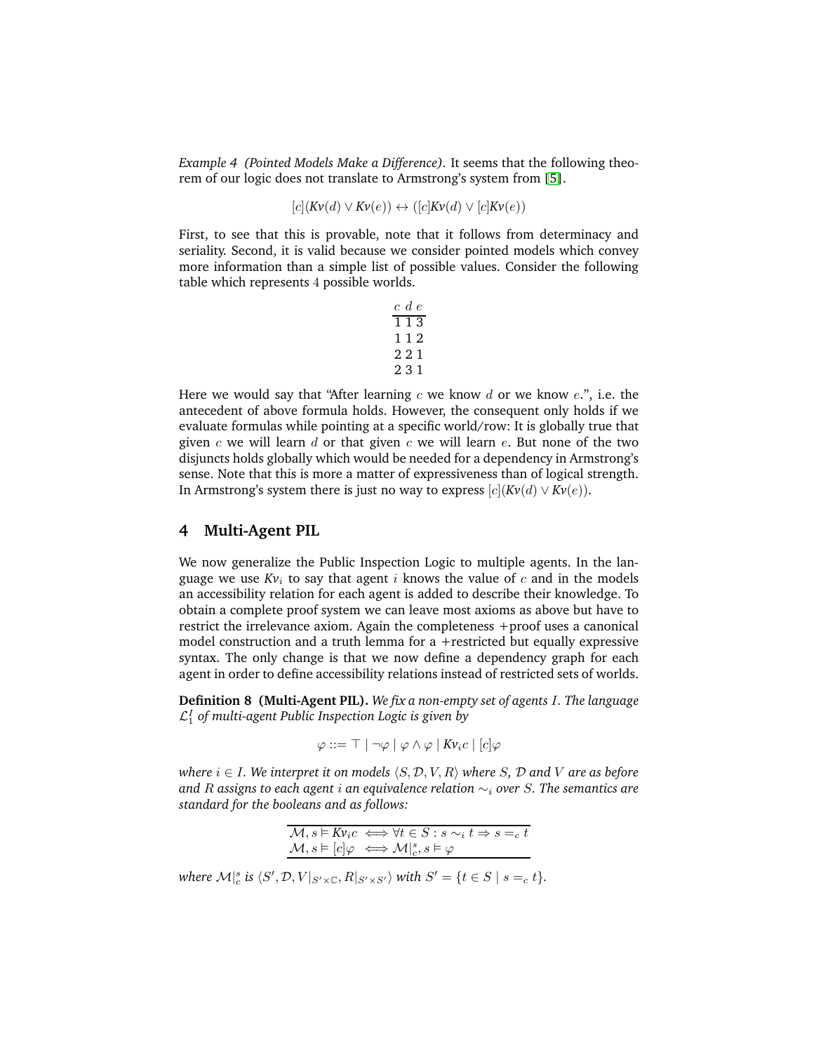*Example 4 (Pointed Models Make a Difference).* It seems that the following theorem of our logic does not translate to Armstrong's system from [5].

$$[c](Kv(d) \vee Kv(e)) \leftrightarrow ([c]Kv(d) \vee [c]Kv(e))$$

First, to see that this is provable, note that it follows from determinacy and seriality. Second, it is valid because we consider pointed models which convey more information than a simple list of possible values. Consider the following table which represents 4 possible worlds.

| $c$ | $d$ | $e$ |
|---|---|---|
| 1 | 1 | 3 |
| 1 | 1 | 2 |
| 2 | 2 | 1 |
| 2 | 3 | 1 |

Here we would say that "After learning $c$ we know $d$ or we know $e$.", i.e. the antecedent of above formula holds. However, the consequent only holds if we evaluate formulas while pointing at a specific world/row: It is globally true that given $c$ we will learn $d$ or that given $c$ we will learn $e$. But none of the two disjuncts holds globally which would be needed for a dependency in Armstrong's sense. Note that this is more a matter of expressiveness than of logical strength. In Armstrong's system there is just no way to express $[c](Kv(d) \vee Kv(e))$.

## 4 Multi-Agent PIL

We now generalize the Public Inspection Logic to multiple agents. In the language we use $Kv_i$ to say that agent $i$ knows the value of $c$ and in the models an accessibility relation for each agent is added to describe their knowledge. To obtain a complete proof system we can leave most axioms as above but have to restrict the irrelevance axiom. Again the completeness +proof uses a canonical model construction and a truth lemma for a +restricted but equally expressive syntax. The only change is that we now define a dependency graph for each agent in order to define accessibility relations instead of restricted sets of worlds.

**Definition 8 (Multi-Agent PIL).** *We fix a non-empty set of agents $I$. The language $\mathcal{L}_1^I$ of multi-agent Public Inspection Logic is given by*

$$\varphi ::= \top \mid \neg\varphi \mid \varphi \wedge \varphi \mid Kv_i c \mid [c]\varphi$$

*where $i \in I$. We interpret it on models $\langle S, \mathcal{D}, V, R \rangle$ where $S$, $\mathcal{D}$ and $V$ are as before and $R$ assigns to each agent $i$ an equivalence relation $\sim_i$ over $S$. The semantics are standard for the booleans and as follows:*

$$\begin{array}{lcl} \mathcal{M}, s \vDash Kv_i c & \iff & \forall t \in S : s \sim_i t \Rightarrow s =_c t \\ \mathcal{M}, s \vDash [c]\varphi & \iff & \mathcal{M}|_c^s, s \vDash \varphi \end{array}$$

*where $\mathcal{M}|_c^s$ is $\langle S', \mathcal{D}, V|_{S' \times \mathbb{C}}, R|_{S' \times S'} \rangle$ with $S' = \{t \in S \mid s =_c t\}$.*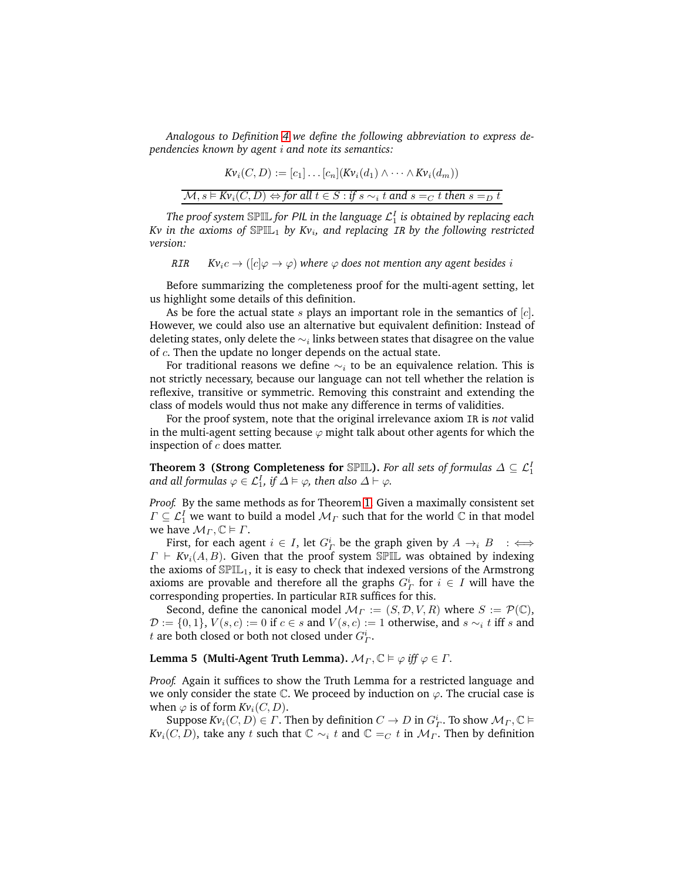*Analogous to Definition 4 we define the following abbreviation to express dependencies known by agent $i$ and note its semantics:*

$$Kv_i(C, D) := [c_1] \dots [c_n](Kv_i(d_1) \wedge \dots \wedge Kv_i(d_m))$$

$$\mathcal{M}, s \vDash Kv_i(C, D) \Leftrightarrow \text{for all } t \in S : \text{if } s \sim_i t \text{ and } s =_C t \text{ then } s =_D t$$

*The proof system $\mathbb{SPIL}$ for PIL in the language $\mathcal{L}_1^I$ is obtained by replacing each $Kv$ in the axioms of $\mathbb{SPIL}_1$ by $Kv_i$, and replacing `IR` by the following restricted version:*

`RIR` $\quad Kv_i c \rightarrow ([c]\varphi \rightarrow \varphi)$ *where $\varphi$ does not mention any agent besides $i$*

Before summarizing the completeness proof for the multi-agent setting, let us highlight some details of this definition.

As be fore the actual state $s$ plays an important role in the semantics of $[c]$. However, we could also use an alternative but equivalent definition: Instead of deleting states, only delete the $\sim_i$ links between states that disagree on the value of $c$. Then the update no longer depends on the actual state.

For traditional reasons we define $\sim_i$ to be an equivalence relation. This is not strictly necessary, because our language can not tell whether the relation is reflexive, transitive or symmetric. Removing this constraint and extending the class of models would thus not make any difference in terms of validities.

For the proof system, note that the original irrelevance axiom `IR` is *not* valid in the multi-agent setting because $\varphi$ might talk about other agents for which the inspection of $c$ does matter.

**Theorem 3 (Strong Completeness for $\mathbb{SPIL}$).** *For all sets of formulas $\Delta \subseteq \mathcal{L}_1^I$ and all formulas $\varphi \in \mathcal{L}_1^I$, if $\Delta \vDash \varphi$, then also $\Delta \vdash \varphi$.*

*Proof.* By the same methods as for Theorem 1. Given a maximally consistent set $\Gamma \subseteq \mathcal{L}_1^I$ we want to build a model $\mathcal{M}_\Gamma$ such that for the world $\mathbb{C}$ in that model we have $\mathcal{M}_\Gamma, \mathbb{C} \vDash \Gamma$.

First, for each agent $i \in I$, let $G_\Gamma^i$ be the graph given by $A \rightarrow_i B \quad :\Longleftrightarrow \Gamma \vdash Kv_i(A, B)$. Given that the proof system $\mathbb{SPIL}$ was obtained by indexing the axioms of $\mathbb{SPIL}_1$, it is easy to check that indexed versions of the Armstrong axioms are provable and therefore all the graphs $G_\Gamma^i$ for $i \in I$ will have the corresponding properties. In particular `RIR` suffices for this.

Second, define the canonical model $\mathcal{M}_\Gamma := (S, \mathcal{D}, V, R)$ where $S := \mathcal{P}(\mathbb{C})$, $\mathcal{D} := \{0, 1\}$, $V(s, c) := 0$ if $c \in s$ and $V(s, c) := 1$ otherwise, and $s \sim_i t$ iff $s$ and $t$ are both closed or both not closed under $G_\Gamma^i$.

**Lemma 5 (Multi-Agent Truth Lemma).** $\mathcal{M}_\Gamma, \mathbb{C} \vDash \varphi$ *iff* $\varphi \in \Gamma$.

*Proof.* Again it suffices to show the Truth Lemma for a restricted language and we only consider the state $\mathbb{C}$. We proceed by induction on $\varphi$. The crucial case is when $\varphi$ is of form $Kv_i(C, D)$.

Suppose $Kv_i(C, D) \in \Gamma$. Then by definition $C \rightarrow D$ in $G_\Gamma^i$. To show $\mathcal{M}_\Gamma, \mathbb{C} \vDash Kv_i(C, D)$, take any $t$ such that $\mathbb{C} \sim_i t$ and $\mathbb{C} =_C t$ in $\mathcal{M}_\Gamma$. Then by definition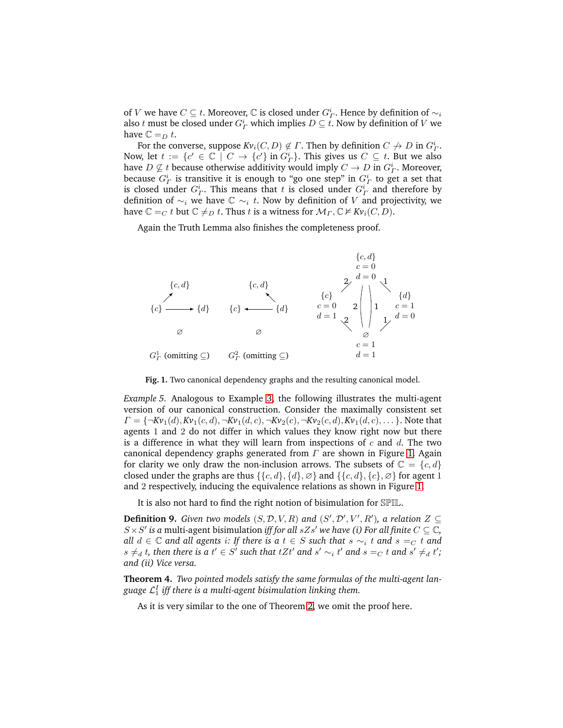of $V$ we have $C \subseteq t$. Moreover, $\mathbb{C}$ is closed under $G^i_\Gamma$. Hence by definition of $\sim_i$ also $t$ must be closed under $G^i_\Gamma$ which implies $D \subseteq t$. Now by definition of $V$ we have $\mathbb{C} =_D t$.

For the converse, suppose $Kv_i(C, D) \notin \Gamma$. Then by definition $C \not\to D$ in $G^i_\Gamma$. Now, let $t := \{c' \in \mathbb{C} \mid C \to \{c'\} \text{ in } G^i_\Gamma\}$. This gives us $C \subseteq t$. But we also have $D \not\subseteq t$ because otherwise additivity would imply $C \to D$ in $G^i_\Gamma$. Moreover, because $G^i_\Gamma$ is transitive it is enough to "go one step" in $G^i_\Gamma$ to get a set that is closed under $G^i_\Gamma$. This means that $t$ is closed under $G^i_\Gamma$ and therefore by definition of $\sim_i$ we have $\mathbb{C} \sim_i t$. Now by definition of $V$ and projectivity, we have $\mathbb{C} =_C t$ but $\mathbb{C} \neq_D t$. Thus $t$ is a witness for $\mathcal{M}_\Gamma, \mathbb{C} \nvDash Kv_i(C, D)$.

Again the Truth Lemma also finishes the completeness proof.

**Fig. 1.** Two canonical dependency graphs and the resulting canonical model.

*Example 5.* Analogous to Example 3, the following illustrates the multi-agent version of our canonical construction. Consider the maximally consistent set $\Gamma = \{\neg Kv_1(d), Kv_1(c, d), \neg Kv_1(d, c), \neg Kv_2(c), \neg Kv_2(c, d), Kv_1(d, c), \dots\}$. Note that agents 1 and 2 do not differ in which values they know right now but there is a difference in what they will learn from inspections of $c$ and $d$. The two canonical dependency graphs generated from $\Gamma$ are shown in Figure 1. Again for clarity we only draw the non-inclusion arrows. The subsets of $\mathbb{C} = \{c, d\}$ closed under the graphs are thus $\{\{c, d\}, \{d\}, \varnothing\}$ and $\{\{c, d\}, \{c\}, \varnothing\}$ for agent 1 and 2 respectively, inducing the equivalence relations as shown in Figure 1.

It is also not hard to find the right notion of bisimulation for $\mathbb{SPIL}$.

**Definition 9.** *Given two models $(S, \mathcal{D}, V, R)$ and $(S', \mathcal{D}', V', R')$, a relation $Z \subseteq S \times S'$ is a* multi-agent bisimulation *iff for all $sZs'$ we have (i) For all finite $C \subseteq \mathbb{C}$, all $d \in \mathbb{C}$ and all agents $i$: If there is a $t \in S$ such that $s \sim_i t$ and $s =_C t$ and $s \neq_d t$, then there is a $t' \in S'$ such that $tZt'$ and $s' \sim_i t'$ and $s =_C t$ and $s' \neq_d t'$; and (ii) Vice versa.*

**Theorem 4.** *Two pointed models satisfy the same formulas of the multi-agent language $\mathcal{L}^I_1$ iff there is a multi-agent bisimulation linking them.*

As it is very similar to the one of Theorem 2, we omit the proof here.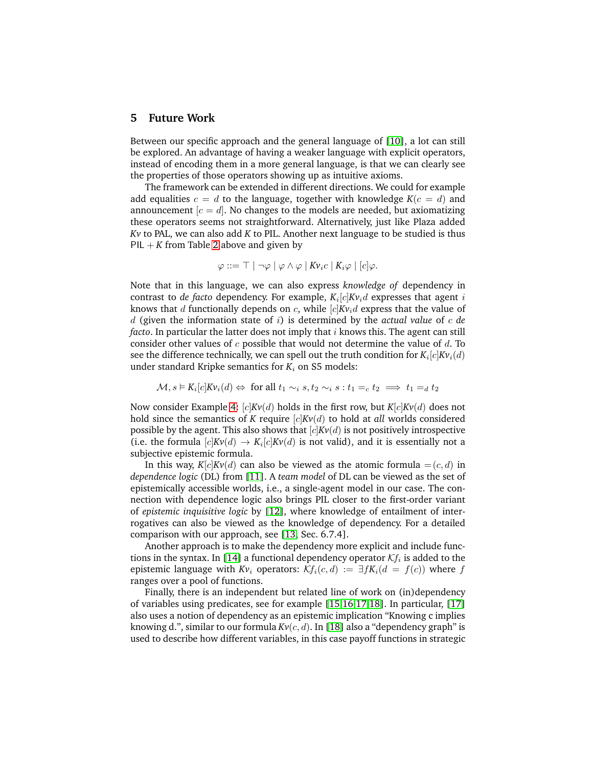## 5 Future Work

Between our specific approach and the general language of [10], a lot can still be explored. An advantage of having a weaker language with explicit operators, instead of encoding them in a more general language, is that we can clearly see the properties of those operators showing up as intuitive axioms.

The framework can be extended in different directions. We could for example add equalities $c = d$ to the language, together with knowledge $K(c = d)$ and announcement $[c = d]$. No changes to the models are needed, but axiomatizing these operators seems not straightforward. Alternatively, just like Plaza added *Kv* to PAL, we can also add *K* to PIL. Another next language to be studied is thus $\mathsf{PIL} + K$ from Table 2 above and given by

$$\varphi ::= \top \mid \neg\varphi \mid \varphi \wedge \varphi \mid Kv_i c \mid K_i\varphi \mid [c]\varphi.$$

Note that in this language, we can also express *knowledge of* dependency in contrast to *de facto* dependency. For example, $K_i[c]Kv_i d$ expresses that agent $i$ knows that $d$ functionally depends on $c$, while $[c]Kv_i d$ express that the value of $d$ (given the information state of $i$) is determined by the *actual value* of $c$ *de facto*. In particular the latter does not imply that $i$ knows this. The agent can still consider other values of $c$ possible that would not determine the value of $d$. To see the difference technically, we can spell out the truth condition for $K_i[c]Kv_i(d)$ under standard Kripke semantics for $K_i$ on S5 models:

$$\mathcal{M}, s \vDash K_i[c]Kv_i(d) \Leftrightarrow \text{ for all } t_1 \sim_i s, t_2 \sim_i s : t_1 =_c t_2 \implies t_1 =_d t_2$$

Now consider Example 4: $[c]Kv(d)$ holds in the first row, but $K[c]Kv(d)$ does not hold since the semantics of *K* require $[c]Kv(d)$ to hold at *all* worlds considered possible by the agent. This also shows that $[c]Kv(d)$ is not positively introspective (i.e. the formula $[c]Kv(d) \to K_i[c]Kv(d)$ is not valid), and it is essentially not a subjective epistemic formula.

In this way, $K[c]Kv(d)$ can also be viewed as the atomic formula $=(c, d)$ in *dependence logic* (DL) from [11]. A *team model* of DL can be viewed as the set of epistemically accessible worlds, i.e., a single-agent model in our case. The connection with dependence logic also brings PIL closer to the first-order variant of *epistemic inquisitive logic* by [12], where knowledge of entailment of interrogatives can also be viewed as the knowledge of dependency. For a detailed comparison with our approach, see [13, Sec. 6.7.4].

Another approach is to make the dependency more explicit and include functions in the syntax. In [14] a functional dependency operator $\mathcal{K}f_i$ is added to the epistemic language with $Kv_i$ operators: $\mathcal{K}f_i(c, d) := \exists f K_i(d = f(c))$ where $f$ ranges over a pool of functions.

Finally, there is an independent but related line of work on (in)dependency of variables using predicates, see for example [15,16,17,18]. In particular, [17] also uses a notion of dependency as an epistemic implication "Knowing c implies knowing d.", similar to our formula $Kv(c, d)$. In [18] also a "dependency graph" is used to describe how different variables, in this case payoff functions in strategic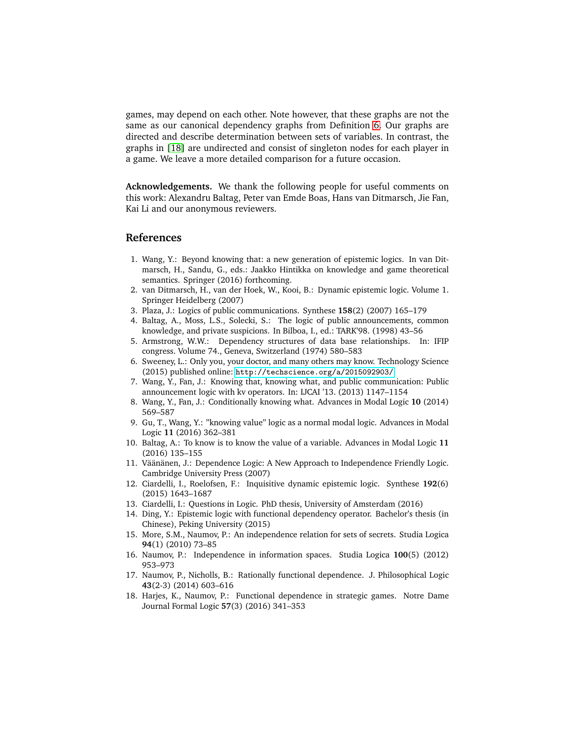games, may depend on each other. Note however, that these graphs are not the same as our canonical dependency graphs from Definition 6. Our graphs are directed and describe determination between sets of variables. In contrast, the graphs in [18] are undirected and consist of singleton nodes for each player in a game. We leave a more detailed comparison for a future occasion.

**Acknowledgements.** We thank the following people for useful comments on this work: Alexandru Baltag, Peter van Emde Boas, Hans van Ditmarsch, Jie Fan, Kai Li and our anonymous reviewers.

## References

1. Wang, Y.: Beyond knowing that: a new generation of epistemic logics. In van Ditmarsch, H., Sandu, G., eds.: Jaakko Hintikka on knowledge and game theoretical semantics. Springer (2016) forthcoming.
2. van Ditmarsch, H., van der Hoek, W., Kooi, B.: Dynamic epistemic logic. Volume 1. Springer Heidelberg (2007)
3. Plaza, J.: Logics of public communications. Synthese **158**(2) (2007) 165–179
4. Baltag, A., Moss, L.S., Solecki, S.: The logic of public announcements, common knowledge, and private suspicions. In Bilboa, I., ed.: TARK'98. (1998) 43–56
5. Armstrong, W.W.: Dependency structures of data base relationships. In: IFIP congress. Volume 74., Geneva, Switzerland (1974) 580–583
6. Sweeney, L.: Only you, your doctor, and many others may know. Technology Science (2015) published online: http://techscience.org/a/2015092903/
7. Wang, Y., Fan, J.: Knowing that, knowing what, and public communication: Public announcement logic with kv operators. In: IJCAI '13. (2013) 1147–1154
8. Wang, Y., Fan, J.: Conditionally knowing what. Advances in Modal Logic **10** (2014) 569–587
9. Gu, T., Wang, Y.: "knowing value" logic as a normal modal logic. Advances in Modal Logic **11** (2016) 362–381
10. Baltag, A.: To know is to know the value of a variable. Advances in Modal Logic **11** (2016) 135–155
11. Väänänen, J.: Dependence Logic: A New Approach to Independence Friendly Logic. Cambridge University Press (2007)
12. Ciardelli, I., Roelofsen, F.: Inquisitive dynamic epistemic logic. Synthese **192**(6) (2015) 1643–1687
13. Ciardelli, I.: Questions in Logic. PhD thesis, University of Amsterdam (2016)
14. Ding, Y.: Epistemic logic with functional dependency operator. Bachelor's thesis (in Chinese), Peking University (2015)
15. More, S.M., Naumov, P.: An independence relation for sets of secrets. Studia Logica **94**(1) (2010) 73–85
16. Naumov, P.: Independence in information spaces. Studia Logica **100**(5) (2012) 953–973
17. Naumov, P., Nicholls, B.: Rationally functional dependence. J. Philosophical Logic **43**(2-3) (2014) 603–616
18. Harjes, K., Naumov, P.: Functional dependence in strategic games. Notre Dame Journal Formal Logic **57**(3) (2016) 341–353